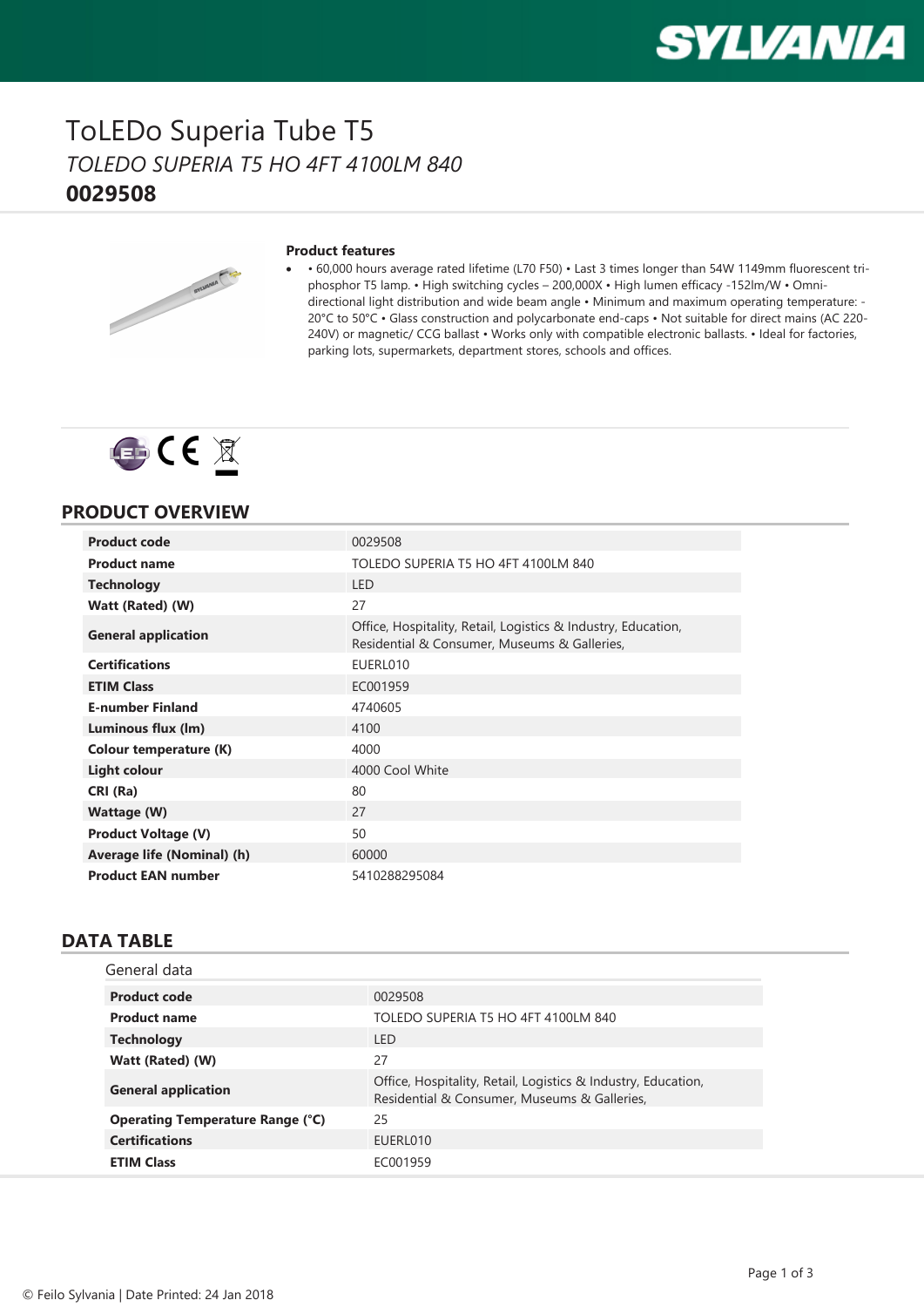# ToLEDo Superia Tube T5

*TOLEDO SUPERIA T5 HO 4FT 4100LM 840*

**0029508**

**Product features**

- • 60,000 hours average rated lifetime (L70 F50) • Last 3 times longer than 54W 1149mm fluorescent tri-phosphor T5 lamp. • High switching cycles – 200,000X • High lumen efficacy -152lm/W • Omni-directional light distribution and wide beam angle • Minimum and maximum operating temperature: -20°C to 50°C • Glass construction and polycarbonate end-caps • Not suitable for direct mains (AC 220-240V) or magnetic/ CCG ballast • Works only with compatible electronic ballasts. • Ideal for factories, parking lots, supermarkets, department stores, schools and offices.

## PRODUCT OVERVIEW

| | |
|---|---|
| **Product code** | 0029508 |
| **Product name** | TOLEDO SUPERIA T5 HO 4FT 4100LM 840 |
| **Technology** | LED |
| **Watt (Rated) (W)** | 27 |
| **General application** | Office, Hospitality, Retail, Logistics & Industry, Education, Residential & Consumer, Museums & Galleries, |
| **Certifications** | EUERL010 |
| **ETIM Class** | EC001959 |
| **E-number Finland** | 4740605 |
| **Luminous flux (lm)** | 4100 |
| **Colour temperature (K)** | 4000 |
| **Light colour** | 4000 Cool White |
| **CRI (Ra)** | 80 |
| **Wattage (W)** | 27 |
| **Product Voltage (V)** | 50 |
| **Average life (Nominal) (h)** | 60000 |
| **Product EAN number** | 5410288295084 |

## DATA TABLE

General data

| | |
|---|---|
| **Product code** | 0029508 |
| **Product name** | TOLEDO SUPERIA T5 HO 4FT 4100LM 840 |
| **Technology** | LED |
| **Watt (Rated) (W)** | 27 |
| **General application** | Office, Hospitality, Retail, Logistics & Industry, Education, Residential & Consumer, Museums & Galleries, |
| **Operating Temperature Range (°C)** | 25 |
| **Certifications** | EUERL010 |
| **ETIM Class** | EC001959 |

© Feilo Sylvania | Date Printed: 24 Jan 2018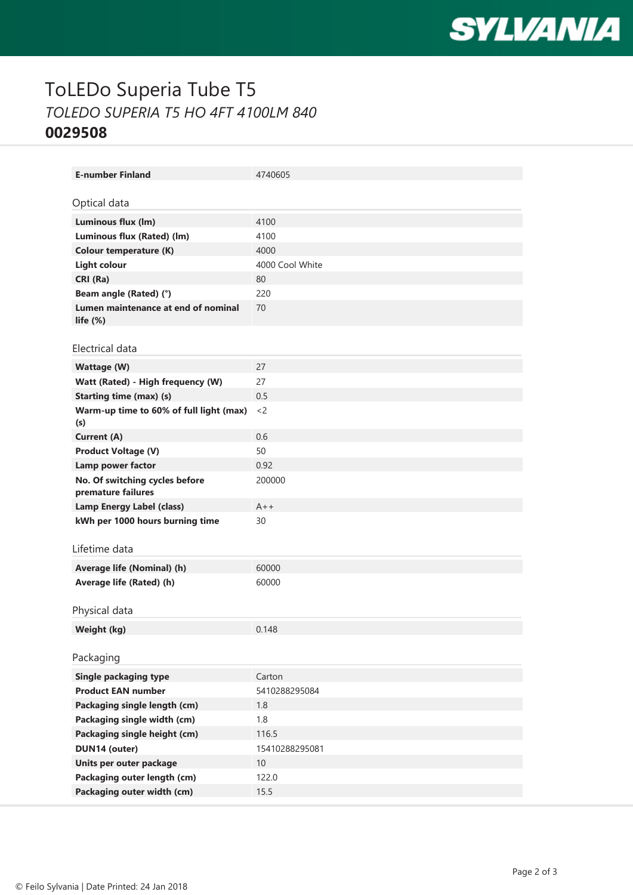# ToLEDo Superia Tube T5

*TOLEDO SUPERIA T5 HO 4FT 4100LM 840*

**0029508**

| | |
|---|---|
| **E-number Finland** | 4740605 |

## Optical data

| | |
|---|---|
| **Luminous flux (lm)** | 4100 |
| **Luminous flux (Rated) (lm)** | 4100 |
| **Colour temperature (K)** | 4000 |
| **Light colour** | 4000 Cool White |
| **CRI (Ra)** | 80 |
| **Beam angle (Rated) (°)** | 220 |
| **Lumen maintenance at end of nominal life (%)** | 70 |

## Electrical data

| | |
|---|---|
| **Wattage (W)** | 27 |
| **Watt (Rated) - High frequency (W)** | 27 |
| **Starting time (max) (s)** | 0.5 |
| **Warm-up time to 60% of full light (max) (s)** | <2 |
| **Current (A)** | 0.6 |
| **Product Voltage (V)** | 50 |
| **Lamp power factor** | 0.92 |
| **No. Of switching cycles before premature failures** | 200000 |
| **Lamp Energy Label (class)** | A++ |
| **kWh per 1000 hours burning time** | 30 |

## Lifetime data

| | |
|---|---|
| **Average life (Nominal) (h)** | 60000 |
| **Average life (Rated) (h)** | 60000 |

## Physical data

| | |
|---|---|
| **Weight (kg)** | 0.148 |

## Packaging

| | |
|---|---|
| **Single packaging type** | Carton |
| **Product EAN number** | 5410288295084 |
| **Packaging single length (cm)** | 1.8 |
| **Packaging single width (cm)** | 1.8 |
| **Packaging single height (cm)** | 116.5 |
| **DUN14 (outer)** | 15410288295081 |
| **Units per outer package** | 10 |
| **Packaging outer length (cm)** | 122.0 |
| **Packaging outer width (cm)** | 15.5 |

© Feilo Sylvania | Date Printed: 24 Jan 2018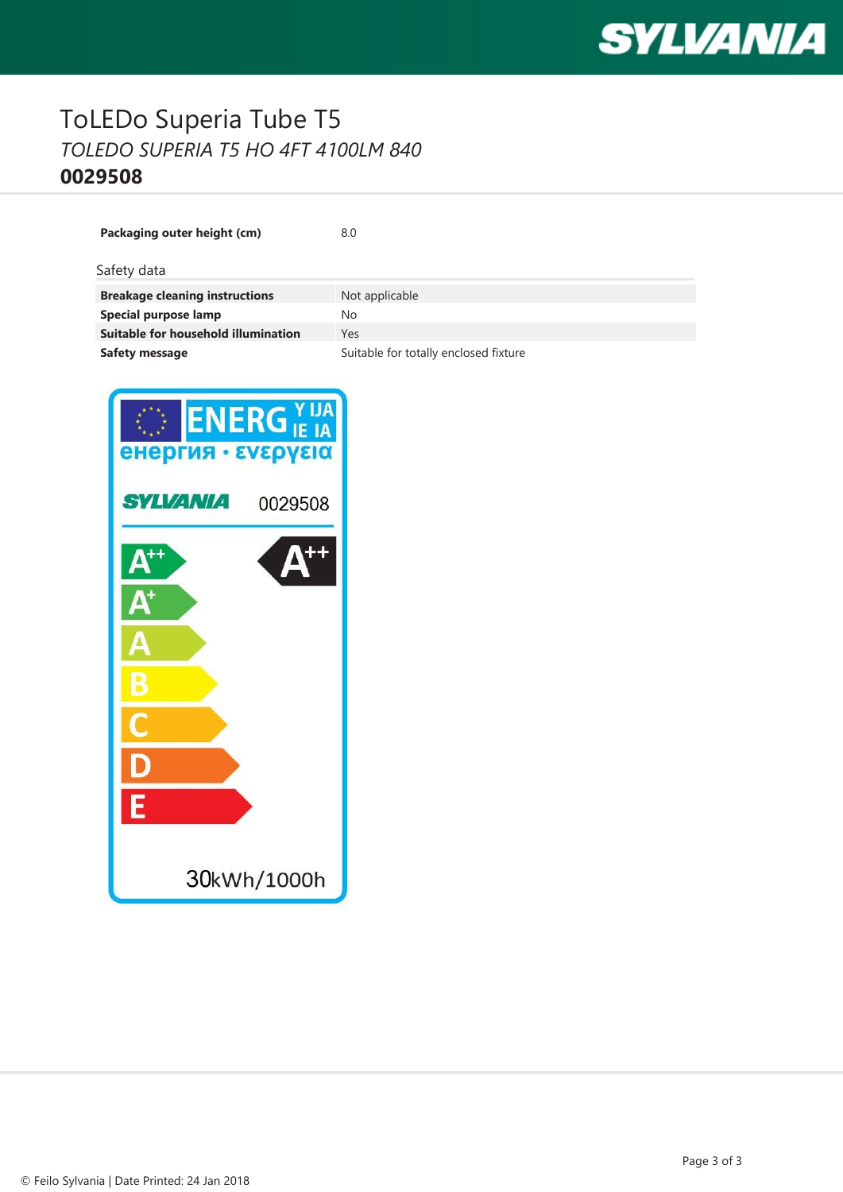# ToLEDo Superia Tube T5

*TOLEDO SUPERIA T5 HO 4FT 4100LM 840*

**0029508**

| | |
|---|---|
| **Packaging outer height (cm)** | 8.0 |

## Safety data

| | |
|---|---|
| **Breakage cleaning instructions** | Not applicable |
| **Special purpose lamp** | No |
| **Suitable for household illumination** | Yes |
| **Safety message** | Suitable for totally enclosed fixture |

ENERGY IJA IE IA
енергия · ενεργεια

SYLVANIA 0029508

A++ A+ A B C D E

A++

30kWh/1000h

© Feilo Sylvania | Date Printed: 24 Jan 2018